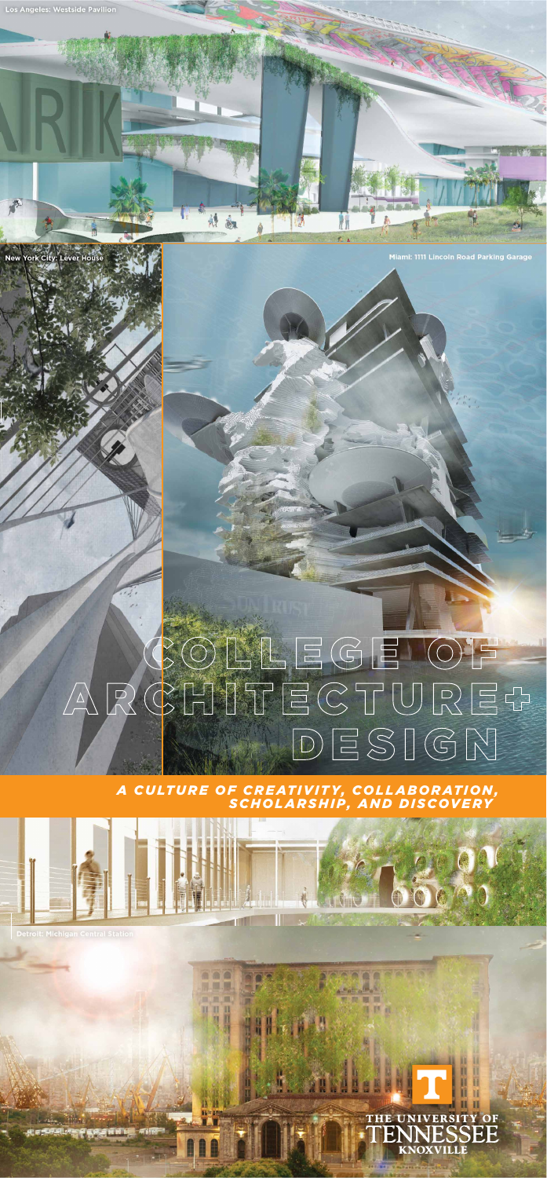Los Angeles: Westside Pavilion

New York City: Lever House

Miami: 1111 Lincoln Road Parking Garage

# COLLEGE OF ARCHITECTURE+ DESIGN

***A CULTURE OF CREATIVITY, COLLABORATION, SCHOLARSHIP, AND DISCOVERY***

Detroit: Michigan Central Station

THE UNIVERSITY OF TENNESSEE KNOXVILLE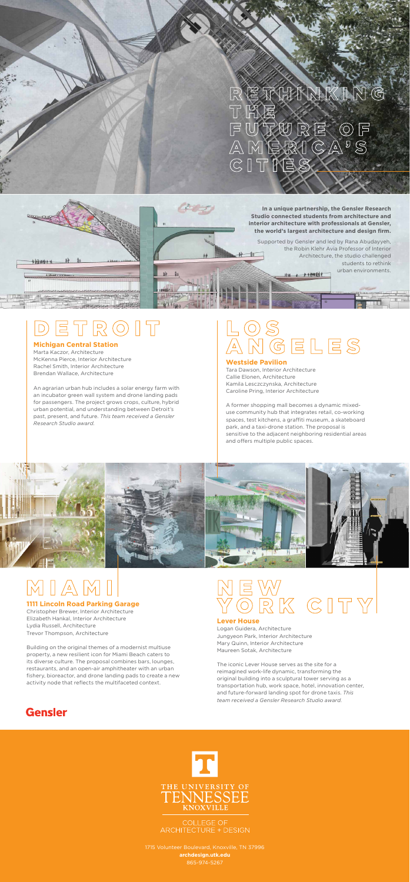# RETHINKING THE FUTURE OF AMERICA'S CITIES

**In a unique partnership, the Gensler Research Studio connected students from architecture and interior architecture with professionals at Gensler, the world's largest architecture and design firm.**

Supported by Gensler and led by Rana Abudayyeh, the Robin Klehr Avia Professor of Interior Architecture, the studio challenged students to rethink urban environments.

## DETROIT

### Michigan Central Station

Marta Kaczor, Architecture
McKenna Pierce, Interior Architecture
Rachel Smith, Interior Architecture
Brendan Wallace, Architecture

An agrarian urban hub includes a solar energy farm with an incubator green wall system and drone landing pads for passengers. The project grows crops, culture, hybrid urban potential, and understanding between Detroit's past, present, and future. *This team received a Gensler Research Studio award.*

## LOS ANGELES

### Westside Pavilion

Tara Dawson, Interior Architecture
Callie Elonen, Architecture
Kamila Lesczczynska, Architecture
Caroline Pring, Interior Architecture

A former shopping mall becomes a dynamic mixed-use community hub that integrates retail, co-working spaces, test kitchens, a graffiti museum, a skateboard park, and a taxi-drone station. The proposal is sensitive to the adjacent neighboring residential areas and offers multiple public spaces.

## MIAMI

### 1111 Lincoln Road Parking Garage

Christopher Brewer, Interior Architecture
Elizabeth Hankal, Interior Architecture
Lydia Russell, Architecture
Trevor Thompson, Architecture

Building on the original themes of a modernist multiuse property, a new resilient icon for Miami Beach caters to its diverse culture. The proposal combines bars, lounges, restaurants, and an open-air amphitheater with an urban fishery, bioreactor, and drone landing pads to create a new activity node that reflects the multifaceted context.

## NEW YORK CITY

### Lever House

Logan Guidera, Architecture
Jungyeon Park, Interior Architecture
Mary Quinn, Interior Architecture
Maureen Sotak, Architecture

The iconic Lever House serves as the site for a reimagined work-life dynamic, transforming the original building into a sculptural tower serving as a transportation hub, work space, hotel, innovation center, and future-forward landing spot for drone taxis. *This team received a Gensler Research Studio award.*

**Gensler**

THE UNIVERSITY OF TENNESSEE KNOXVILLE

COLLEGE OF ARCHITECTURE + DESIGN

1715 Volunteer Boulevard, Knoxville, TN 37996
**archdesign.utk.edu**
865-974-5267